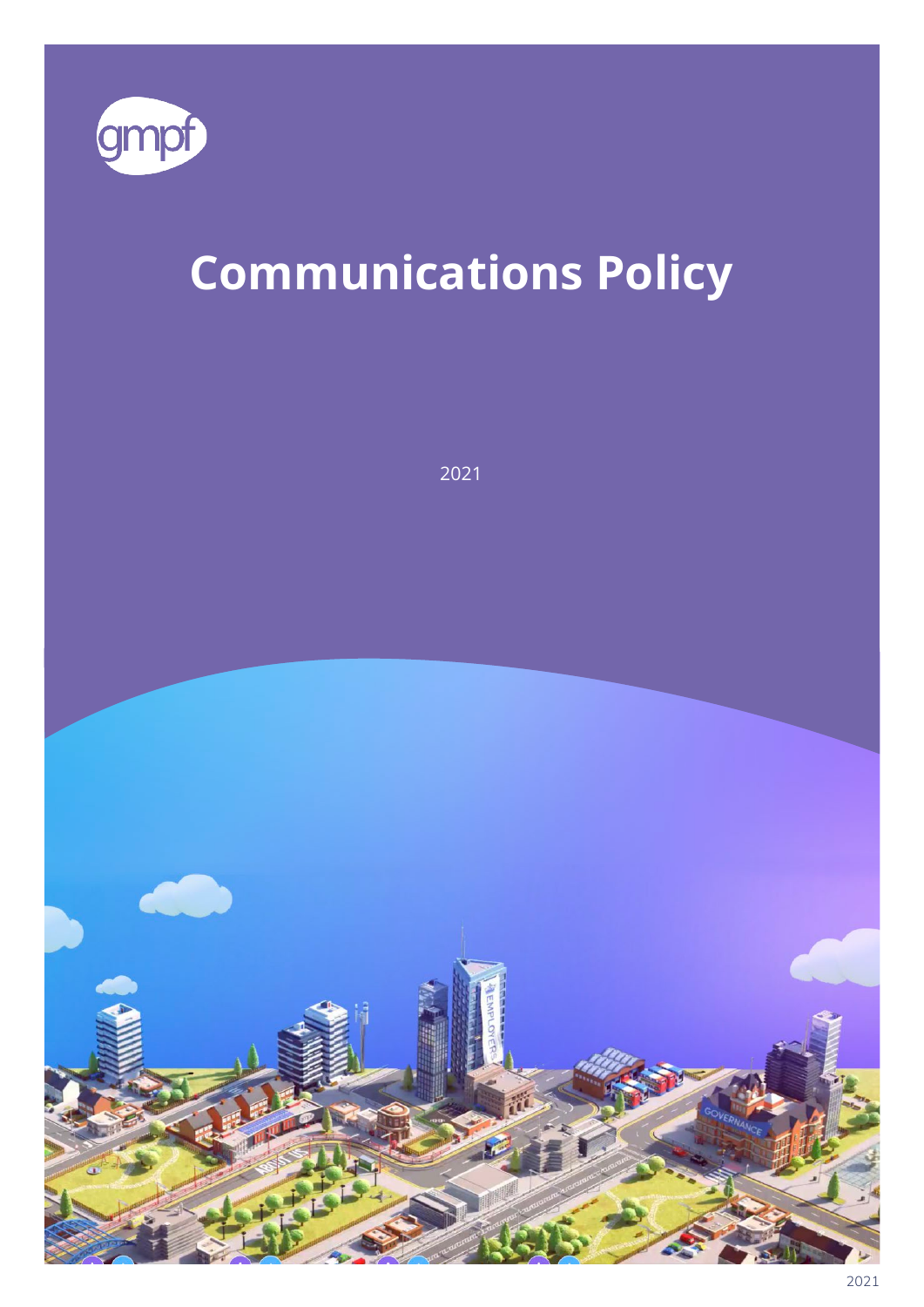gmpf

# Communications Policy

2021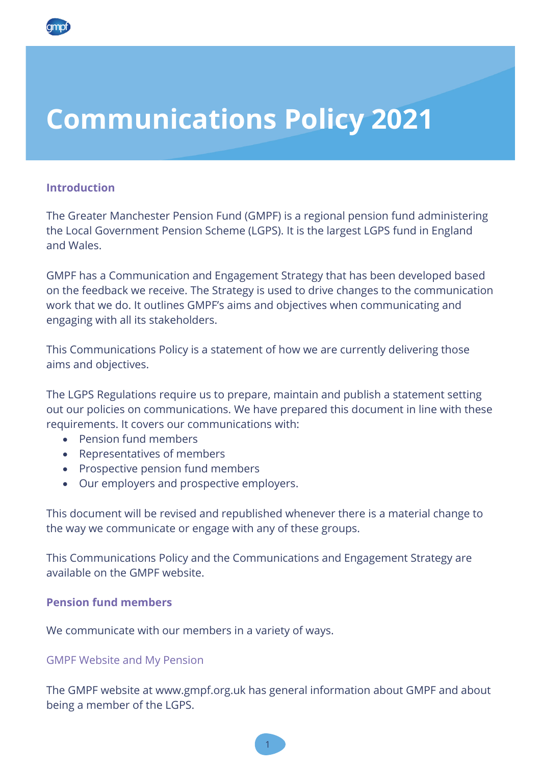# Communications Policy 2021

## Introduction

The Greater Manchester Pension Fund (GMPF) is a regional pension fund administering the Local Government Pension Scheme (LGPS). It is the largest LGPS fund in England and Wales.

GMPF has a Communication and Engagement Strategy that has been developed based on the feedback we receive. The Strategy is used to drive changes to the communication work that we do. It outlines GMPF's aims and objectives when communicating and engaging with all its stakeholders.

This Communications Policy is a statement of how we are currently delivering those aims and objectives.

The LGPS Regulations require us to prepare, maintain and publish a statement setting out our policies on communications. We have prepared this document in line with these requirements. It covers our communications with:

- Pension fund members
- Representatives of members
- Prospective pension fund members
- Our employers and prospective employers.

This document will be revised and republished whenever there is a material change to the way we communicate or engage with any of these groups.

This Communications Policy and the Communications and Engagement Strategy are available on the GMPF website.

## Pension fund members

We communicate with our members in a variety of ways.

### GMPF Website and My Pension

The GMPF website at www.gmpf.org.uk has general information about GMPF and about being a member of the LGPS.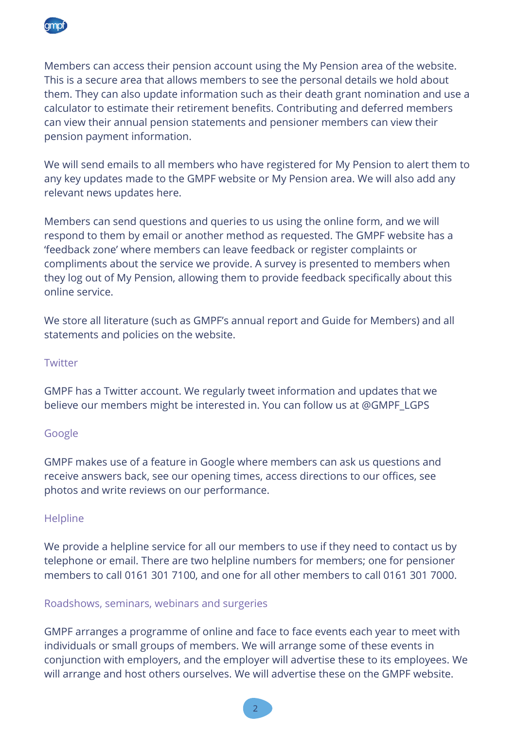Members can access their pension account using the My Pension area of the website. This is a secure area that allows members to see the personal details we hold about them. They can also update information such as their death grant nomination and use a calculator to estimate their retirement benefits. Contributing and deferred members can view their annual pension statements and pensioner members can view their pension payment information.

We will send emails to all members who have registered for My Pension to alert them to any key updates made to the GMPF website or My Pension area. We will also add any relevant news updates here.

Members can send questions and queries to us using the online form, and we will respond to them by email or another method as requested. The GMPF website has a 'feedback zone' where members can leave feedback or register complaints or compliments about the service we provide. A survey is presented to members when they log out of My Pension, allowing them to provide feedback specifically about this online service.

We store all literature (such as GMPF's annual report and Guide for Members) and all statements and policies on the website.

### Twitter

GMPF has a Twitter account. We regularly tweet information and updates that we believe our members might be interested in. You can follow us at @GMPF_LGPS

### Google

GMPF makes use of a feature in Google where members can ask us questions and receive answers back, see our opening times, access directions to our offices, see photos and write reviews on our performance.

### Helpline

We provide a helpline service for all our members to use if they need to contact us by telephone or email. There are two helpline numbers for members; one for pensioner members to call 0161 301 7100, and one for all other members to call 0161 301 7000.

### Roadshows, seminars, webinars and surgeries

GMPF arranges a programme of online and face to face events each year to meet with individuals or small groups of members. We will arrange some of these events in conjunction with employers, and the employer will advertise these to its employees. We will arrange and host others ourselves. We will advertise these on the GMPF website.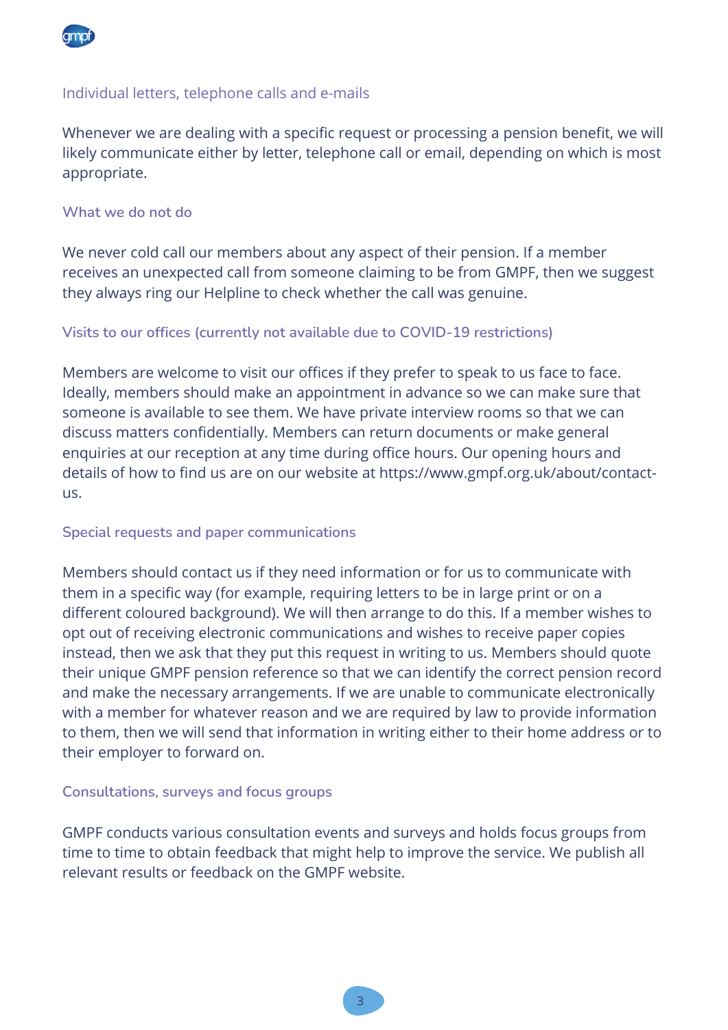### Individual letters, telephone calls and e-mails

Whenever we are dealing with a specific request or processing a pension benefit, we will likely communicate either by letter, telephone call or email, depending on which is most appropriate.

### What we do not do

We never cold call our members about any aspect of their pension. If a member receives an unexpected call from someone claiming to be from GMPF, then we suggest they always ring our Helpline to check whether the call was genuine.

### Visits to our offices (currently not available due to COVID-19 restrictions)

Members are welcome to visit our offices if they prefer to speak to us face to face. Ideally, members should make an appointment in advance so we can make sure that someone is available to see them. We have private interview rooms so that we can discuss matters confidentially. Members can return documents or make general enquiries at our reception at any time during office hours. Our opening hours and details of how to find us are on our website at https://www.gmpf.org.uk/about/contact-us.

### Special requests and paper communications

Members should contact us if they need information or for us to communicate with them in a specific way (for example, requiring letters to be in large print or on a different coloured background). We will then arrange to do this. If a member wishes to opt out of receiving electronic communications and wishes to receive paper copies instead, then we ask that they put this request in writing to us. Members should quote their unique GMPF pension reference so that we can identify the correct pension record and make the necessary arrangements. If we are unable to communicate electronically with a member for whatever reason and we are required by law to provide information to them, then we will send that information in writing either to their home address or to their employer to forward on.

### Consultations, surveys and focus groups

GMPF conducts various consultation events and surveys and holds focus groups from time to time to obtain feedback that might help to improve the service. We publish all relevant results or feedback on the GMPF website.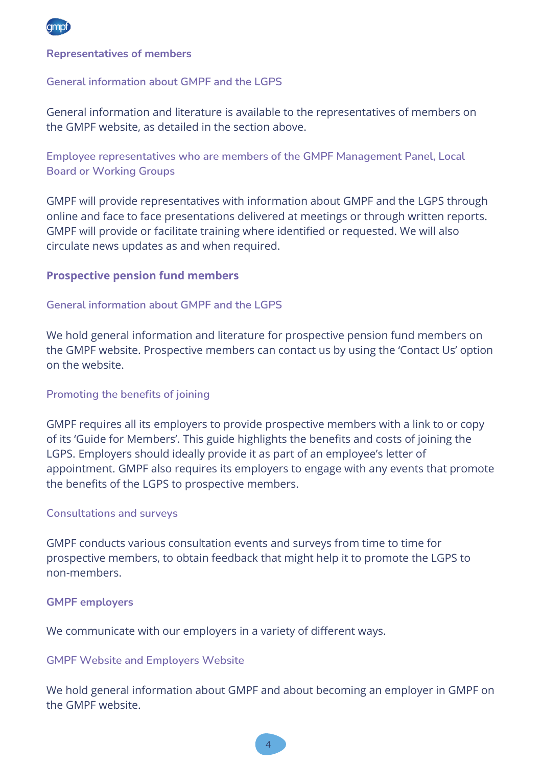## Representatives of members

### General information about GMPF and the LGPS

General information and literature is available to the representatives of members on the GMPF website, as detailed in the section above.

### Employee representatives who are members of the GMPF Management Panel, Local Board or Working Groups

GMPF will provide representatives with information about GMPF and the LGPS through online and face to face presentations delivered at meetings or through written reports. GMPF will provide or facilitate training where identified or requested. We will also circulate news updates as and when required.

## Prospective pension fund members

### General information about GMPF and the LGPS

We hold general information and literature for prospective pension fund members on the GMPF website. Prospective members can contact us by using the 'Contact Us' option on the website.

### Promoting the benefits of joining

GMPF requires all its employers to provide prospective members with a link to or copy of its 'Guide for Members'. This guide highlights the benefits and costs of joining the LGPS. Employers should ideally provide it as part of an employee's letter of appointment. GMPF also requires its employers to engage with any events that promote the benefits of the LGPS to prospective members.

### Consultations and surveys

GMPF conducts various consultation events and surveys from time to time for prospective members, to obtain feedback that might help it to promote the LGPS to non-members.

## GMPF employers

We communicate with our employers in a variety of different ways.

### GMPF Website and Employers Website

We hold general information about GMPF and about becoming an employer in GMPF on the GMPF website.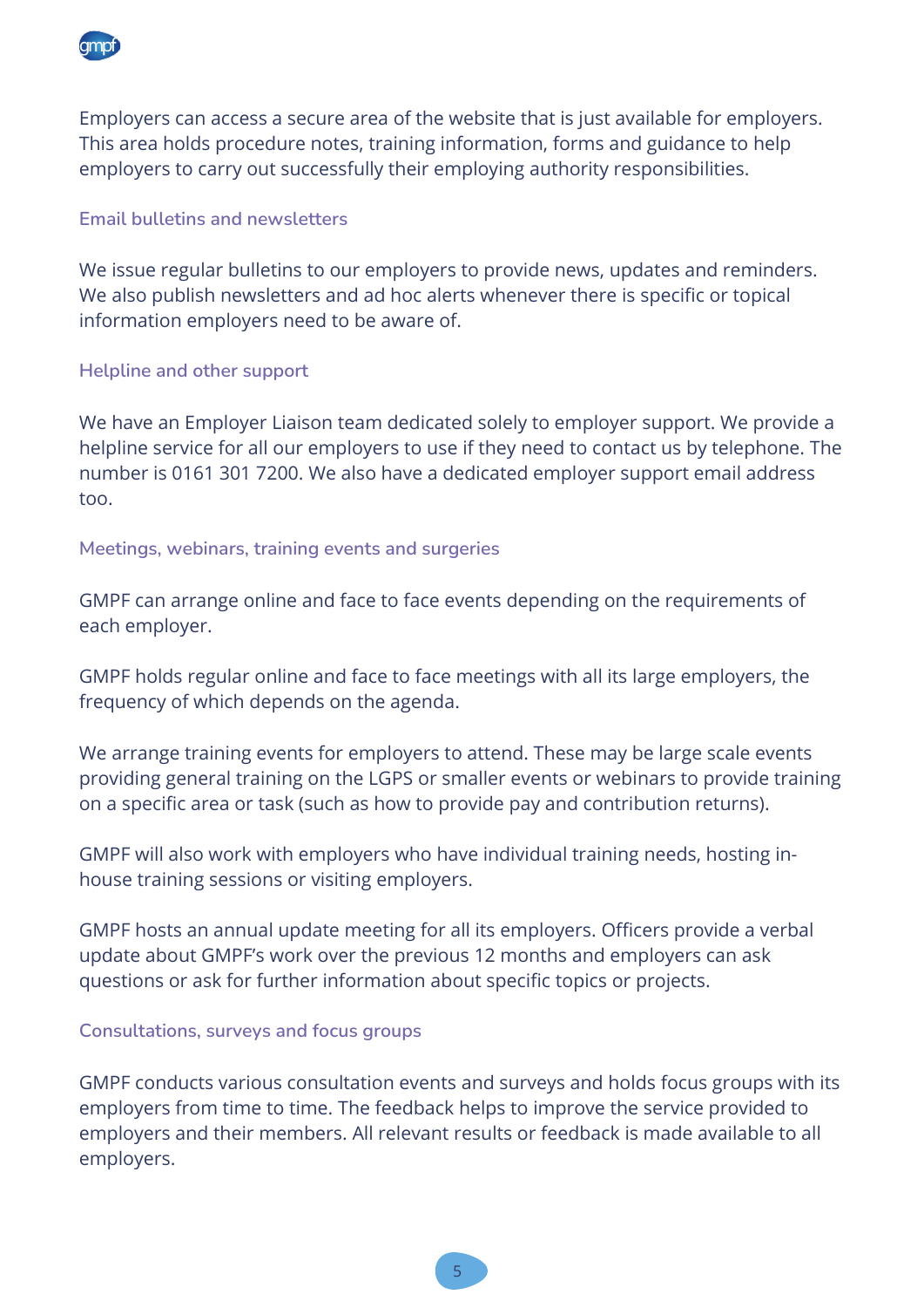Employers can access a secure area of the website that is just available for employers. This area holds procedure notes, training information, forms and guidance to help employers to carry out successfully their employing authority responsibilities.

### Email bulletins and newsletters

We issue regular bulletins to our employers to provide news, updates and reminders. We also publish newsletters and ad hoc alerts whenever there is specific or topical information employers need to be aware of.

### Helpline and other support

We have an Employer Liaison team dedicated solely to employer support. We provide a helpline service for all our employers to use if they need to contact us by telephone. The number is 0161 301 7200. We also have a dedicated employer support email address too.

### Meetings, webinars, training events and surgeries

GMPF can arrange online and face to face events depending on the requirements of each employer.

GMPF holds regular online and face to face meetings with all its large employers, the frequency of which depends on the agenda.

We arrange training events for employers to attend. These may be large scale events providing general training on the LGPS or smaller events or webinars to provide training on a specific area or task (such as how to provide pay and contribution returns).

GMPF will also work with employers who have individual training needs, hosting in-house training sessions or visiting employers.

GMPF hosts an annual update meeting for all its employers. Officers provide a verbal update about GMPF's work over the previous 12 months and employers can ask questions or ask for further information about specific topics or projects.

### Consultations, surveys and focus groups

GMPF conducts various consultation events and surveys and holds focus groups with its employers from time to time. The feedback helps to improve the service provided to employers and their members. All relevant results or feedback is made available to all employers.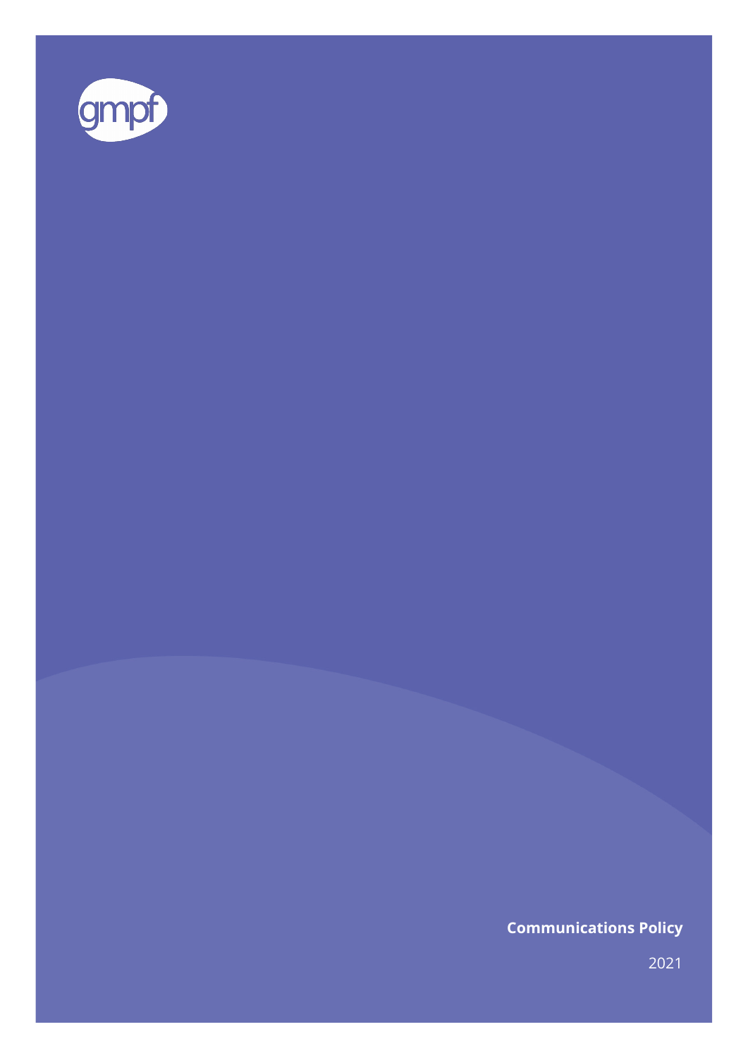gmpf

**Communications Policy**

2021